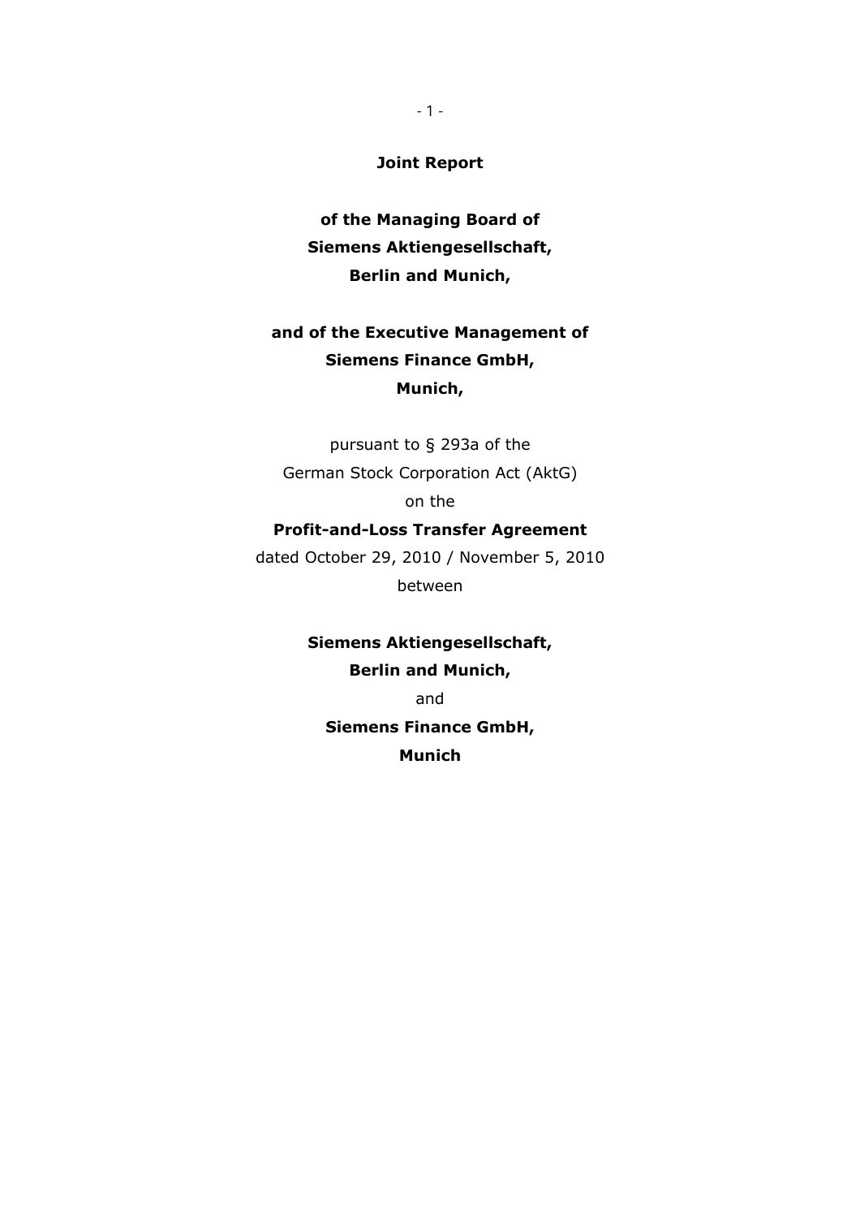**Joint Report**

**of the Managing Board of**
**Siemens Aktiengesellschaft,**
**Berlin and Munich,**

**and of the Executive Management of**
**Siemens Finance GmbH,**
**Munich,**

pursuant to § 293a of the
German Stock Corporation Act (AktG)
on the

**Profit-and-Loss Transfer Agreement**

dated October 29, 2010 / November 5, 2010
between

**Siemens Aktiengesellschaft,**
**Berlin and Munich,**
and
**Siemens Finance GmbH,**
**Munich**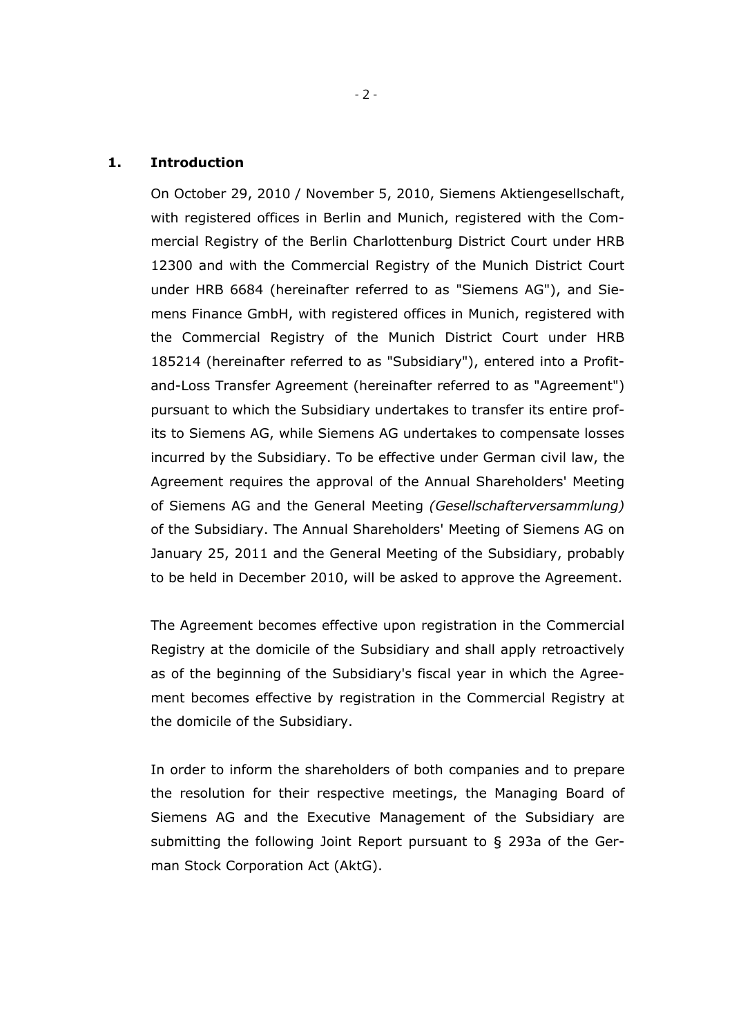## 1. Introduction

On October 29, 2010 / November 5, 2010, Siemens Aktiengesellschaft, with registered offices in Berlin and Munich, registered with the Commercial Registry of the Berlin Charlottenburg District Court under HRB 12300 and with the Commercial Registry of the Munich District Court under HRB 6684 (hereinafter referred to as "Siemens AG"), and Siemens Finance GmbH, with registered offices in Munich, registered with the Commercial Registry of the Munich District Court under HRB 185214 (hereinafter referred to as "Subsidiary"), entered into a Profit-and-Loss Transfer Agreement (hereinafter referred to as "Agreement") pursuant to which the Subsidiary undertakes to transfer its entire profits to Siemens AG, while Siemens AG undertakes to compensate losses incurred by the Subsidiary. To be effective under German civil law, the Agreement requires the approval of the Annual Shareholders' Meeting of Siemens AG and the General Meeting *(Gesellschafterversammlung)* of the Subsidiary. The Annual Shareholders' Meeting of Siemens AG on January 25, 2011 and the General Meeting of the Subsidiary, probably to be held in December 2010, will be asked to approve the Agreement.

The Agreement becomes effective upon registration in the Commercial Registry at the domicile of the Subsidiary and shall apply retroactively as of the beginning of the Subsidiary's fiscal year in which the Agreement becomes effective by registration in the Commercial Registry at the domicile of the Subsidiary.

In order to inform the shareholders of both companies and to prepare the resolution for their respective meetings, the Managing Board of Siemens AG and the Executive Management of the Subsidiary are submitting the following Joint Report pursuant to § 293a of the German Stock Corporation Act (AktG).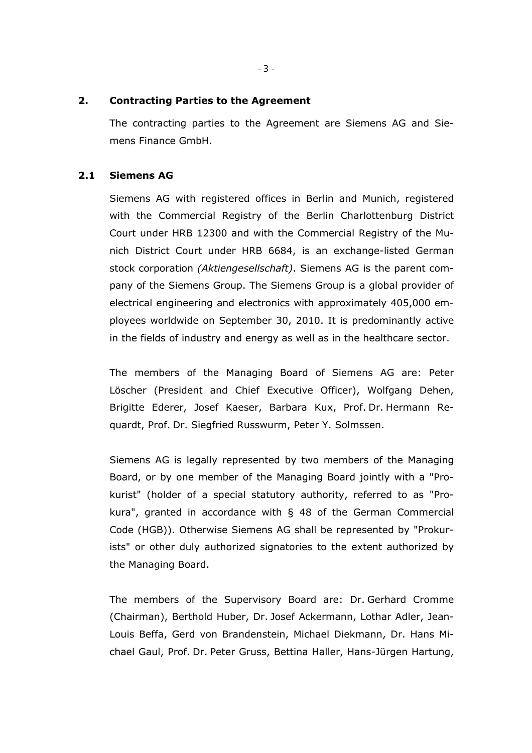## 2. Contracting Parties to the Agreement

The contracting parties to the Agreement are Siemens AG and Siemens Finance GmbH.

### 2.1 Siemens AG

Siemens AG with registered offices in Berlin and Munich, registered with the Commercial Registry of the Berlin Charlottenburg District Court under HRB 12300 and with the Commercial Registry of the Munich District Court under HRB 6684, is an exchange-listed German stock corporation *(Aktiengesellschaft)*. Siemens AG is the parent company of the Siemens Group. The Siemens Group is a global provider of electrical engineering and electronics with approximately 405,000 employees worldwide on September 30, 2010. It is predominantly active in the fields of industry and energy as well as in the healthcare sector.

The members of the Managing Board of Siemens AG are: Peter Löscher (President and Chief Executive Officer), Wolfgang Dehen, Brigitte Ederer, Josef Kaeser, Barbara Kux, Prof. Dr. Hermann Requardt, Prof. Dr. Siegfried Russwurm, Peter Y. Solmssen.

Siemens AG is legally represented by two members of the Managing Board, or by one member of the Managing Board jointly with a "Prokurist" (holder of a special statutory authority, referred to as "Prokura", granted in accordance with § 48 of the German Commercial Code (HGB)). Otherwise Siemens AG shall be represented by "Prokurists" or other duly authorized signatories to the extent authorized by the Managing Board.

The members of the Supervisory Board are: Dr. Gerhard Cromme (Chairman), Berthold Huber, Dr. Josef Ackermann, Lothar Adler, Jean-Louis Beffa, Gerd von Brandenstein, Michael Diekmann, Dr. Hans Michael Gaul, Prof. Dr. Peter Gruss, Bettina Haller, Hans-Jürgen Hartung,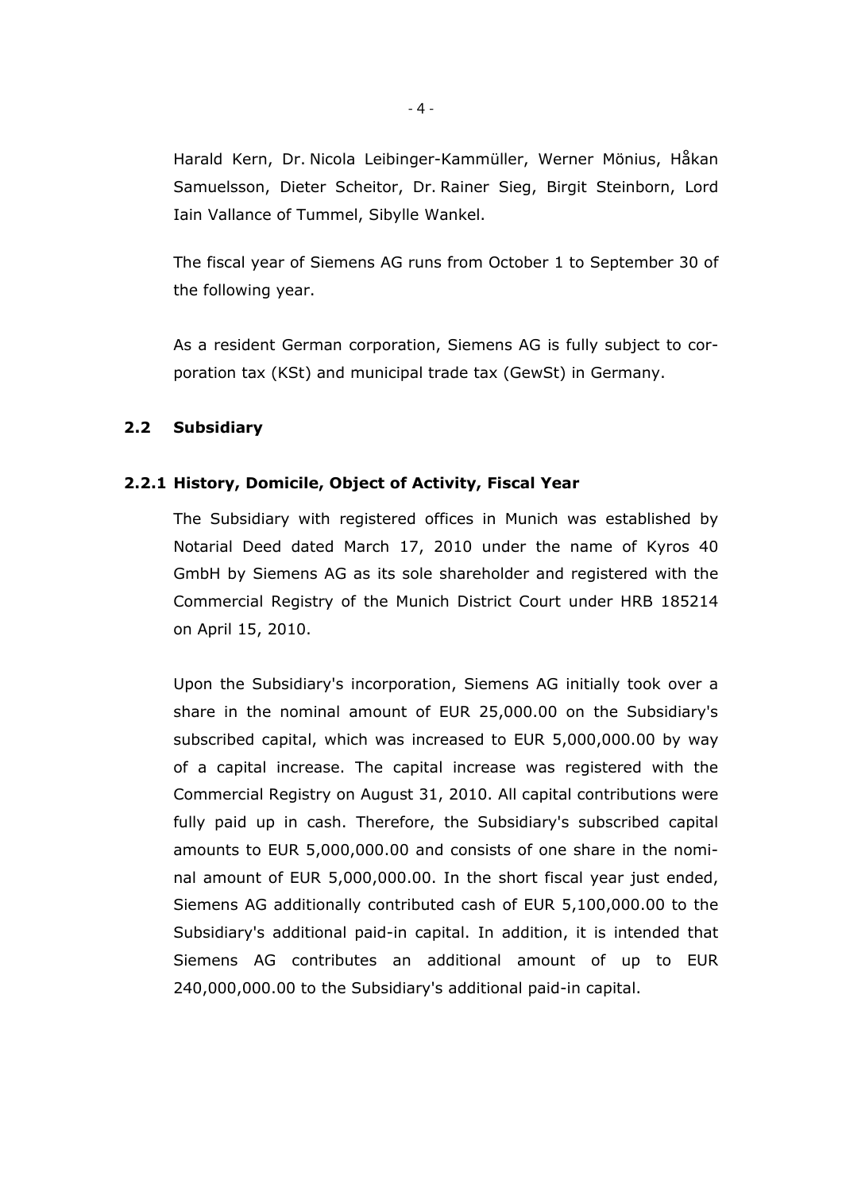Harald Kern, Dr. Nicola Leibinger-Kammüller, Werner Mönius, Håkan Samuelsson, Dieter Scheitor, Dr. Rainer Sieg, Birgit Steinborn, Lord Iain Vallance of Tummel, Sibylle Wankel.

The fiscal year of Siemens AG runs from October 1 to September 30 of the following year.

As a resident German corporation, Siemens AG is fully subject to corporation tax (KSt) and municipal trade tax (GewSt) in Germany.

## 2.2 Subsidiary

### 2.2.1 History, Domicile, Object of Activity, Fiscal Year

The Subsidiary with registered offices in Munich was established by Notarial Deed dated March 17, 2010 under the name of Kyros 40 GmbH by Siemens AG as its sole shareholder and registered with the Commercial Registry of the Munich District Court under HRB 185214 on April 15, 2010.

Upon the Subsidiary's incorporation, Siemens AG initially took over a share in the nominal amount of EUR 25,000.00 on the Subsidiary's subscribed capital, which was increased to EUR 5,000,000.00 by way of a capital increase. The capital increase was registered with the Commercial Registry on August 31, 2010. All capital contributions were fully paid up in cash. Therefore, the Subsidiary's subscribed capital amounts to EUR 5,000,000.00 and consists of one share in the nominal amount of EUR 5,000,000.00. In the short fiscal year just ended, Siemens AG additionally contributed cash of EUR 5,100,000.00 to the Subsidiary's additional paid-in capital. In addition, it is intended that Siemens AG contributes an additional amount of up to EUR 240,000,000.00 to the Subsidiary's additional paid-in capital.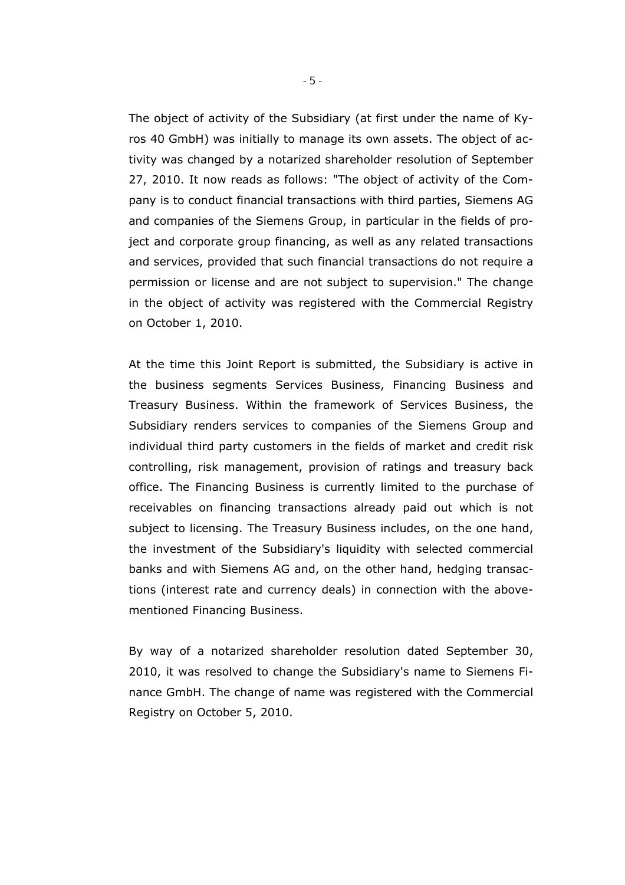The object of activity of the Subsidiary (at first under the name of Kyros 40 GmbH) was initially to manage its own assets. The object of activity was changed by a notarized shareholder resolution of September 27, 2010. It now reads as follows: "The object of activity of the Company is to conduct financial transactions with third parties, Siemens AG and companies of the Siemens Group, in particular in the fields of project and corporate group financing, as well as any related transactions and services, provided that such financial transactions do not require a permission or license and are not subject to supervision." The change in the object of activity was registered with the Commercial Registry on October 1, 2010.

At the time this Joint Report is submitted, the Subsidiary is active in the business segments Services Business, Financing Business and Treasury Business. Within the framework of Services Business, the Subsidiary renders services to companies of the Siemens Group and individual third party customers in the fields of market and credit risk controlling, risk management, provision of ratings and treasury back office. The Financing Business is currently limited to the purchase of receivables on financing transactions already paid out which is not subject to licensing. The Treasury Business includes, on the one hand, the investment of the Subsidiary's liquidity with selected commercial banks and with Siemens AG and, on the other hand, hedging transactions (interest rate and currency deals) in connection with the abovementioned Financing Business.

By way of a notarized shareholder resolution dated September 30, 2010, it was resolved to change the Subsidiary's name to Siemens Finance GmbH. The change of name was registered with the Commercial Registry on October 5, 2010.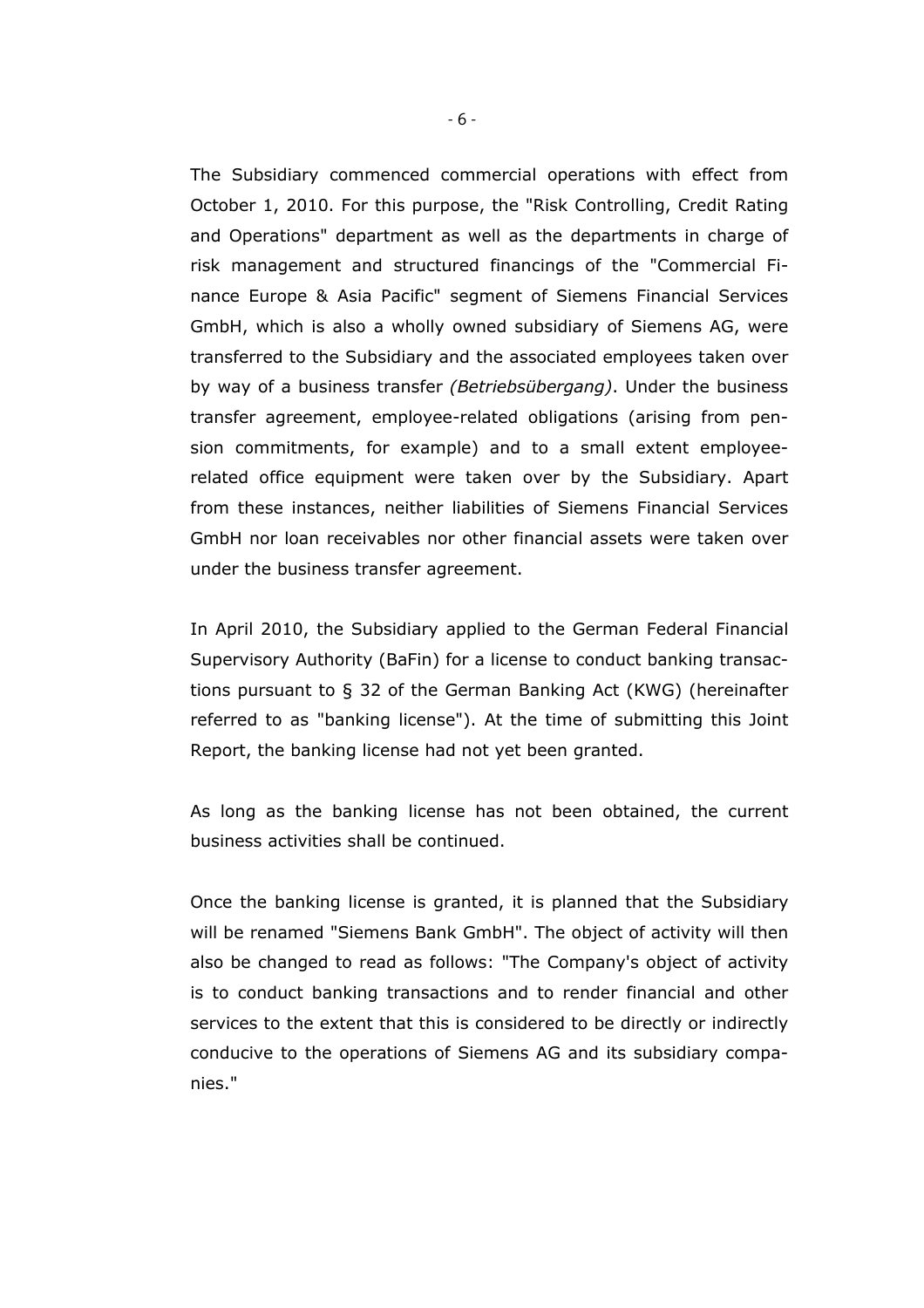The Subsidiary commenced commercial operations with effect from October 1, 2010. For this purpose, the "Risk Controlling, Credit Rating and Operations" department as well as the departments in charge of risk management and structured financings of the "Commercial Finance Europe & Asia Pacific" segment of Siemens Financial Services GmbH, which is also a wholly owned subsidiary of Siemens AG, were transferred to the Subsidiary and the associated employees taken over by way of a business transfer *(Betriebsübergang)*. Under the business transfer agreement, employee-related obligations (arising from pension commitments, for example) and to a small extent employee-related office equipment were taken over by the Subsidiary. Apart from these instances, neither liabilities of Siemens Financial Services GmbH nor loan receivables nor other financial assets were taken over under the business transfer agreement.

In April 2010, the Subsidiary applied to the German Federal Financial Supervisory Authority (BaFin) for a license to conduct banking transactions pursuant to § 32 of the German Banking Act (KWG) (hereinafter referred to as "banking license"). At the time of submitting this Joint Report, the banking license had not yet been granted.

As long as the banking license has not been obtained, the current business activities shall be continued.

Once the banking license is granted, it is planned that the Subsidiary will be renamed "Siemens Bank GmbH". The object of activity will then also be changed to read as follows: "The Company's object of activity is to conduct banking transactions and to render financial and other services to the extent that this is considered to be directly or indirectly conducive to the operations of Siemens AG and its subsidiary companies."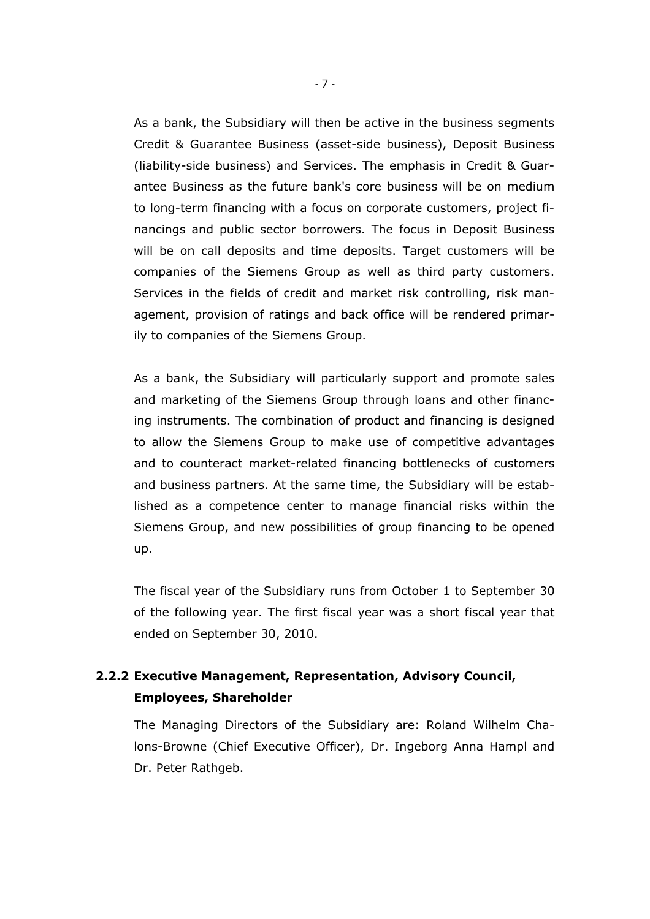As a bank, the Subsidiary will then be active in the business segments Credit & Guarantee Business (asset-side business), Deposit Business (liability-side business) and Services. The emphasis in Credit & Guarantee Business as the future bank's core business will be on medium to long-term financing with a focus on corporate customers, project financings and public sector borrowers. The focus in Deposit Business will be on call deposits and time deposits. Target customers will be companies of the Siemens Group as well as third party customers. Services in the fields of credit and market risk controlling, risk management, provision of ratings and back office will be rendered primarily to companies of the Siemens Group.

As a bank, the Subsidiary will particularly support and promote sales and marketing of the Siemens Group through loans and other financing instruments. The combination of product and financing is designed to allow the Siemens Group to make use of competitive advantages and to counteract market-related financing bottlenecks of customers and business partners. At the same time, the Subsidiary will be established as a competence center to manage financial risks within the Siemens Group, and new possibilities of group financing to be opened up.

The fiscal year of the Subsidiary runs from October 1 to September 30 of the following year. The first fiscal year was a short fiscal year that ended on September 30, 2010.

### 2.2.2 Executive Management, Representation, Advisory Council, Employees, Shareholder

The Managing Directors of the Subsidiary are: Roland Wilhelm Chalons-Browne (Chief Executive Officer), Dr. Ingeborg Anna Hampl and Dr. Peter Rathgeb.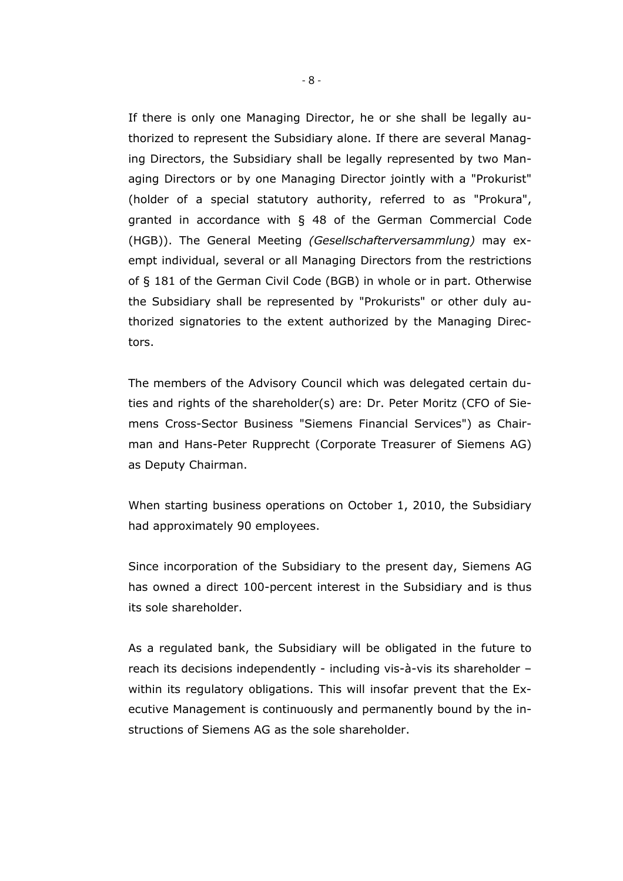If there is only one Managing Director, he or she shall be legally authorized to represent the Subsidiary alone. If there are several Managing Directors, the Subsidiary shall be legally represented by two Managing Directors or by one Managing Director jointly with a "Prokurist" (holder of a special statutory authority, referred to as "Prokura", granted in accordance with § 48 of the German Commercial Code (HGB)). The General Meeting *(Gesellschafterversammlung)* may exempt individual, several or all Managing Directors from the restrictions of § 181 of the German Civil Code (BGB) in whole or in part. Otherwise the Subsidiary shall be represented by "Prokurists" or other duly authorized signatories to the extent authorized by the Managing Directors.

The members of the Advisory Council which was delegated certain duties and rights of the shareholder(s) are: Dr. Peter Moritz (CFO of Siemens Cross-Sector Business "Siemens Financial Services") as Chairman and Hans-Peter Rupprecht (Corporate Treasurer of Siemens AG) as Deputy Chairman.

When starting business operations on October 1, 2010, the Subsidiary had approximately 90 employees.

Since incorporation of the Subsidiary to the present day, Siemens AG has owned a direct 100-percent interest in the Subsidiary and is thus its sole shareholder.

As a regulated bank, the Subsidiary will be obligated in the future to reach its decisions independently - including vis-à-vis its shareholder – within its regulatory obligations. This will insofar prevent that the Executive Management is continuously and permanently bound by the instructions of Siemens AG as the sole shareholder.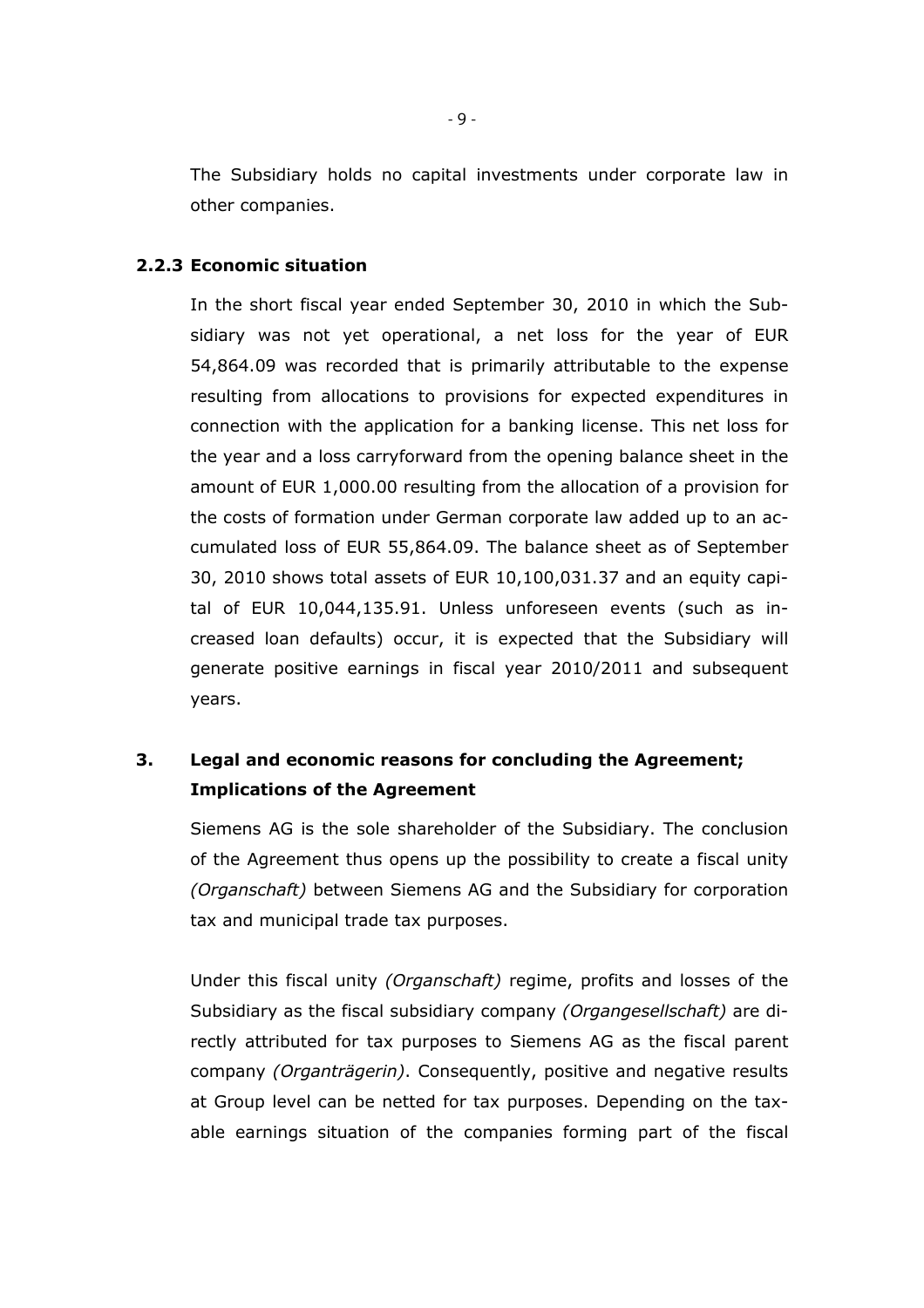The Subsidiary holds no capital investments under corporate law in other companies.

### 2.2.3 Economic situation

In the short fiscal year ended September 30, 2010 in which the Subsidiary was not yet operational, a net loss for the year of EUR 54,864.09 was recorded that is primarily attributable to the expense resulting from allocations to provisions for expected expenditures in connection with the application for a banking license. This net loss for the year and a loss carryforward from the opening balance sheet in the amount of EUR 1,000.00 resulting from the allocation of a provision for the costs of formation under German corporate law added up to an accumulated loss of EUR 55,864.09. The balance sheet as of September 30, 2010 shows total assets of EUR 10,100,031.37 and an equity capital of EUR 10,044,135.91. Unless unforeseen events (such as increased loan defaults) occur, it is expected that the Subsidiary will generate positive earnings in fiscal year 2010/2011 and subsequent years.

## 3. Legal and economic reasons for concluding the Agreement; Implications of the Agreement

Siemens AG is the sole shareholder of the Subsidiary. The conclusion of the Agreement thus opens up the possibility to create a fiscal unity *(Organschaft)* between Siemens AG and the Subsidiary for corporation tax and municipal trade tax purposes.

Under this fiscal unity *(Organschaft)* regime, profits and losses of the Subsidiary as the fiscal subsidiary company *(Organgesellschaft)* are directly attributed for tax purposes to Siemens AG as the fiscal parent company *(Organträgerin)*. Consequently, positive and negative results at Group level can be netted for tax purposes. Depending on the taxable earnings situation of the companies forming part of the fiscal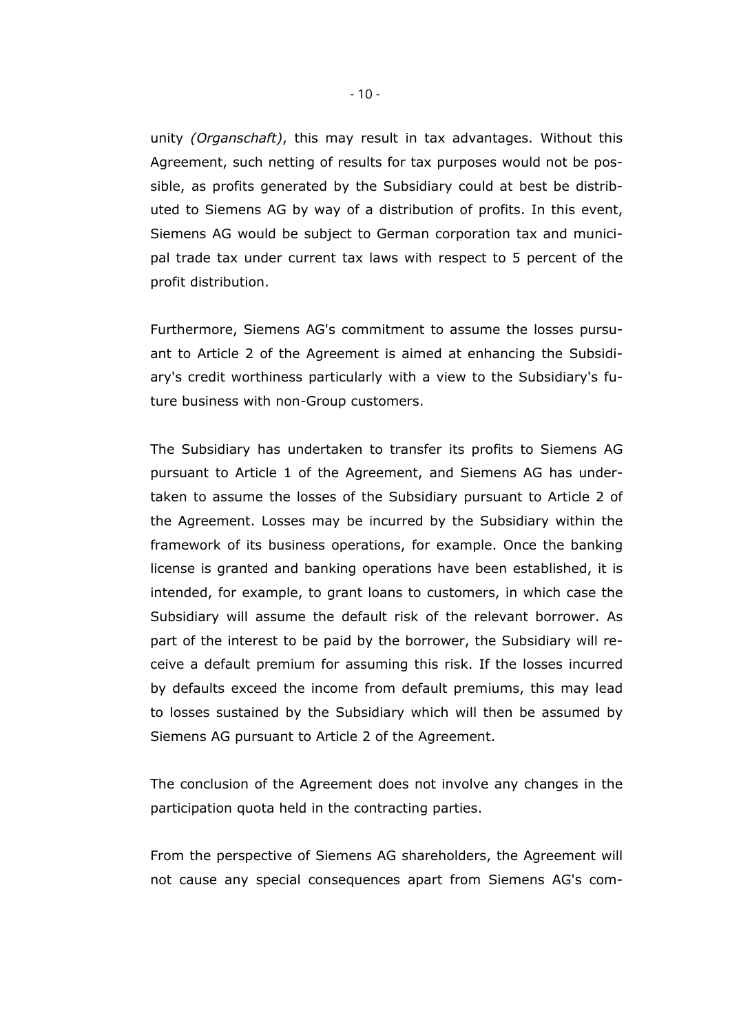unity *(Organschaft)*, this may result in tax advantages. Without this Agreement, such netting of results for tax purposes would not be possible, as profits generated by the Subsidiary could at best be distributed to Siemens AG by way of a distribution of profits. In this event, Siemens AG would be subject to German corporation tax and municipal trade tax under current tax laws with respect to 5 percent of the profit distribution.

Furthermore, Siemens AG's commitment to assume the losses pursuant to Article 2 of the Agreement is aimed at enhancing the Subsidiary's credit worthiness particularly with a view to the Subsidiary's future business with non-Group customers.

The Subsidiary has undertaken to transfer its profits to Siemens AG pursuant to Article 1 of the Agreement, and Siemens AG has undertaken to assume the losses of the Subsidiary pursuant to Article 2 of the Agreement. Losses may be incurred by the Subsidiary within the framework of its business operations, for example. Once the banking license is granted and banking operations have been established, it is intended, for example, to grant loans to customers, in which case the Subsidiary will assume the default risk of the relevant borrower. As part of the interest to be paid by the borrower, the Subsidiary will receive a default premium for assuming this risk. If the losses incurred by defaults exceed the income from default premiums, this may lead to losses sustained by the Subsidiary which will then be assumed by Siemens AG pursuant to Article 2 of the Agreement.

The conclusion of the Agreement does not involve any changes in the participation quota held in the contracting parties.

From the perspective of Siemens AG shareholders, the Agreement will not cause any special consequences apart from Siemens AG's com-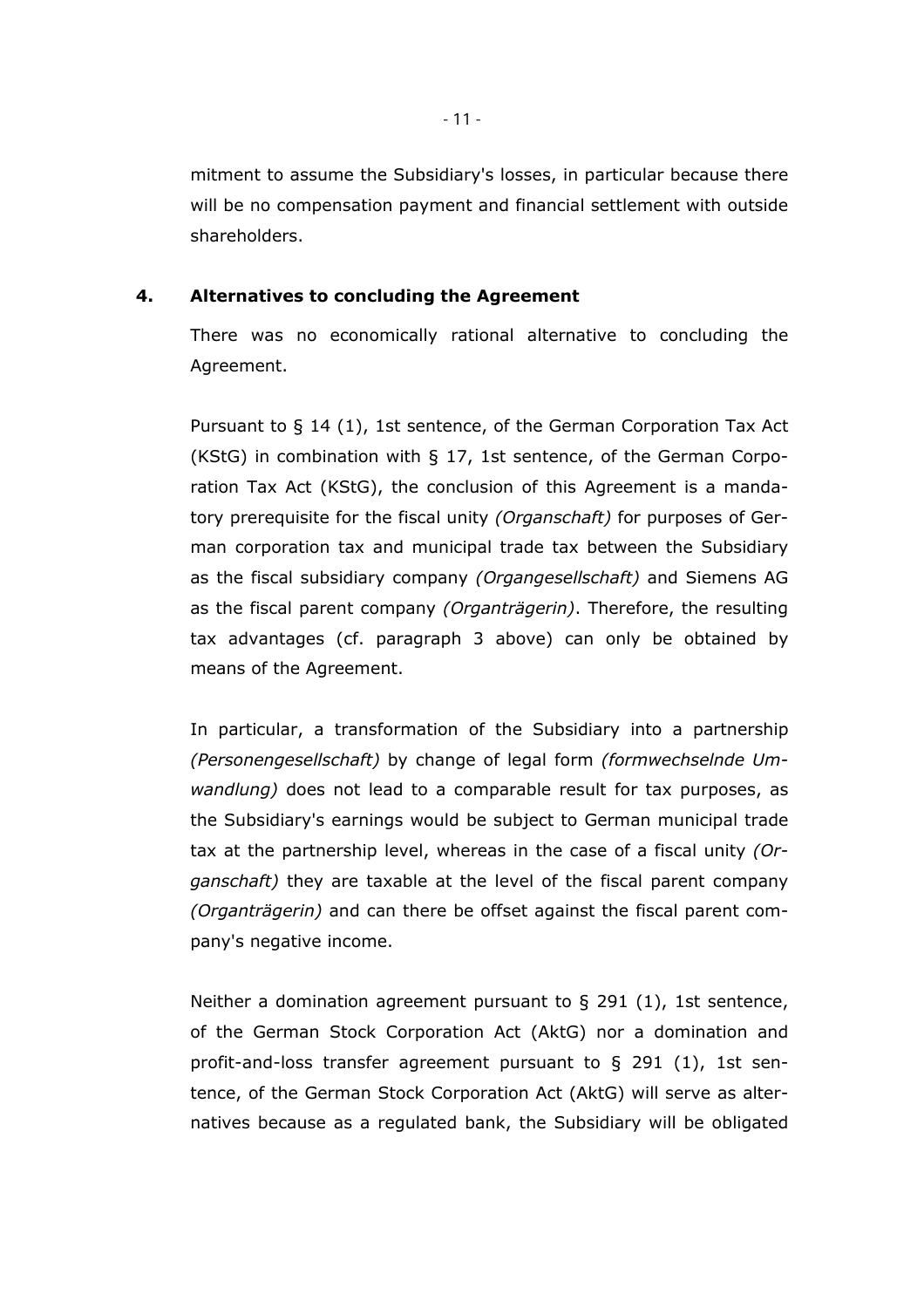mitment to assume the Subsidiary's losses, in particular because there will be no compensation payment and financial settlement with outside shareholders.

## 4. Alternatives to concluding the Agreement

There was no economically rational alternative to concluding the Agreement.

Pursuant to § 14 (1), 1st sentence, of the German Corporation Tax Act (KStG) in combination with § 17, 1st sentence, of the German Corporation Tax Act (KStG), the conclusion of this Agreement is a mandatory prerequisite for the fiscal unity *(Organschaft)* for purposes of German corporation tax and municipal trade tax between the Subsidiary as the fiscal subsidiary company *(Organgesellschaft)* and Siemens AG as the fiscal parent company *(Organträgerin)*. Therefore, the resulting tax advantages (cf. paragraph 3 above) can only be obtained by means of the Agreement.

In particular, a transformation of the Subsidiary into a partnership *(Personengesellschaft)* by change of legal form *(formwechselnde Umwandlung)* does not lead to a comparable result for tax purposes, as the Subsidiary's earnings would be subject to German municipal trade tax at the partnership level, whereas in the case of a fiscal unity *(Organschaft)* they are taxable at the level of the fiscal parent company *(Organträgerin)* and can there be offset against the fiscal parent company's negative income.

Neither a domination agreement pursuant to § 291 (1), 1st sentence, of the German Stock Corporation Act (AktG) nor a domination and profit-and-loss transfer agreement pursuant to § 291 (1), 1st sentence, of the German Stock Corporation Act (AktG) will serve as alternatives because as a regulated bank, the Subsidiary will be obligated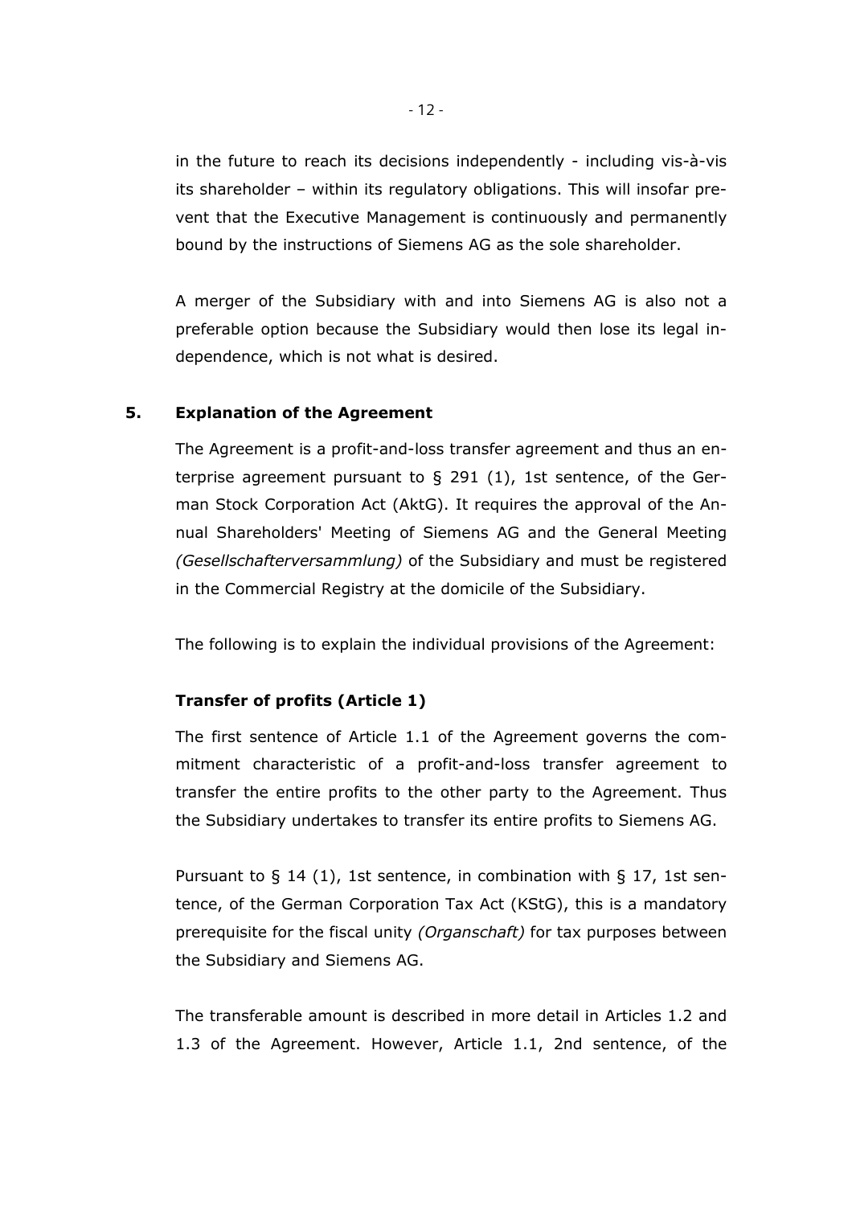in the future to reach its decisions independently - including vis-à-vis its shareholder – within its regulatory obligations. This will insofar prevent that the Executive Management is continuously and permanently bound by the instructions of Siemens AG as the sole shareholder.

A merger of the Subsidiary with and into Siemens AG is also not a preferable option because the Subsidiary would then lose its legal independence, which is not what is desired.

## 5. Explanation of the Agreement

The Agreement is a profit-and-loss transfer agreement and thus an enterprise agreement pursuant to § 291 (1), 1st sentence, of the German Stock Corporation Act (AktG). It requires the approval of the Annual Shareholders' Meeting of Siemens AG and the General Meeting *(Gesellschafterversammlung)* of the Subsidiary and must be registered in the Commercial Registry at the domicile of the Subsidiary.

The following is to explain the individual provisions of the Agreement:

### Transfer of profits (Article 1)

The first sentence of Article 1.1 of the Agreement governs the commitment characteristic of a profit-and-loss transfer agreement to transfer the entire profits to the other party to the Agreement. Thus the Subsidiary undertakes to transfer its entire profits to Siemens AG.

Pursuant to § 14 (1), 1st sentence, in combination with § 17, 1st sentence, of the German Corporation Tax Act (KStG), this is a mandatory prerequisite for the fiscal unity *(Organschaft)* for tax purposes between the Subsidiary and Siemens AG.

The transferable amount is described in more detail in Articles 1.2 and 1.3 of the Agreement. However, Article 1.1, 2nd sentence, of the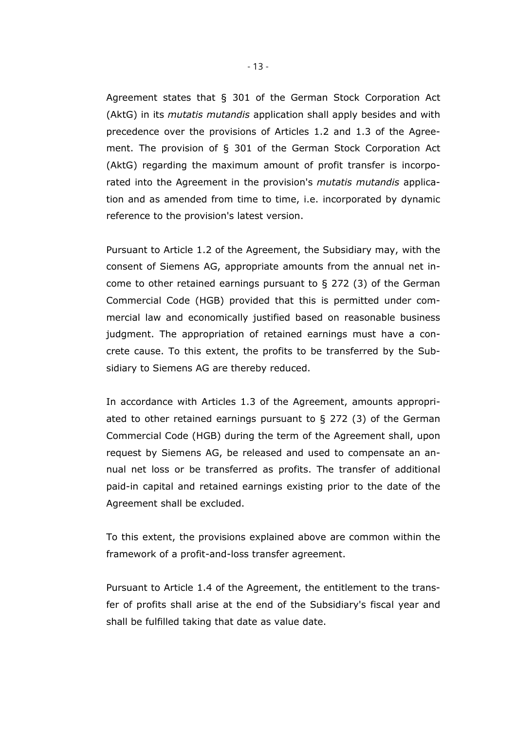Agreement states that § 301 of the German Stock Corporation Act (AktG) in its *mutatis mutandis* application shall apply besides and with precedence over the provisions of Articles 1.2 and 1.3 of the Agreement. The provision of § 301 of the German Stock Corporation Act (AktG) regarding the maximum amount of profit transfer is incorporated into the Agreement in the provision's *mutatis mutandis* application and as amended from time to time, i.e. incorporated by dynamic reference to the provision's latest version.

Pursuant to Article 1.2 of the Agreement, the Subsidiary may, with the consent of Siemens AG, appropriate amounts from the annual net income to other retained earnings pursuant to § 272 (3) of the German Commercial Code (HGB) provided that this is permitted under commercial law and economically justified based on reasonable business judgment. The appropriation of retained earnings must have a concrete cause. To this extent, the profits to be transferred by the Subsidiary to Siemens AG are thereby reduced.

In accordance with Articles 1.3 of the Agreement, amounts appropriated to other retained earnings pursuant to § 272 (3) of the German Commercial Code (HGB) during the term of the Agreement shall, upon request by Siemens AG, be released and used to compensate an annual net loss or be transferred as profits. The transfer of additional paid-in capital and retained earnings existing prior to the date of the Agreement shall be excluded.

To this extent, the provisions explained above are common within the framework of a profit-and-loss transfer agreement.

Pursuant to Article 1.4 of the Agreement, the entitlement to the transfer of profits shall arise at the end of the Subsidiary's fiscal year and shall be fulfilled taking that date as value date.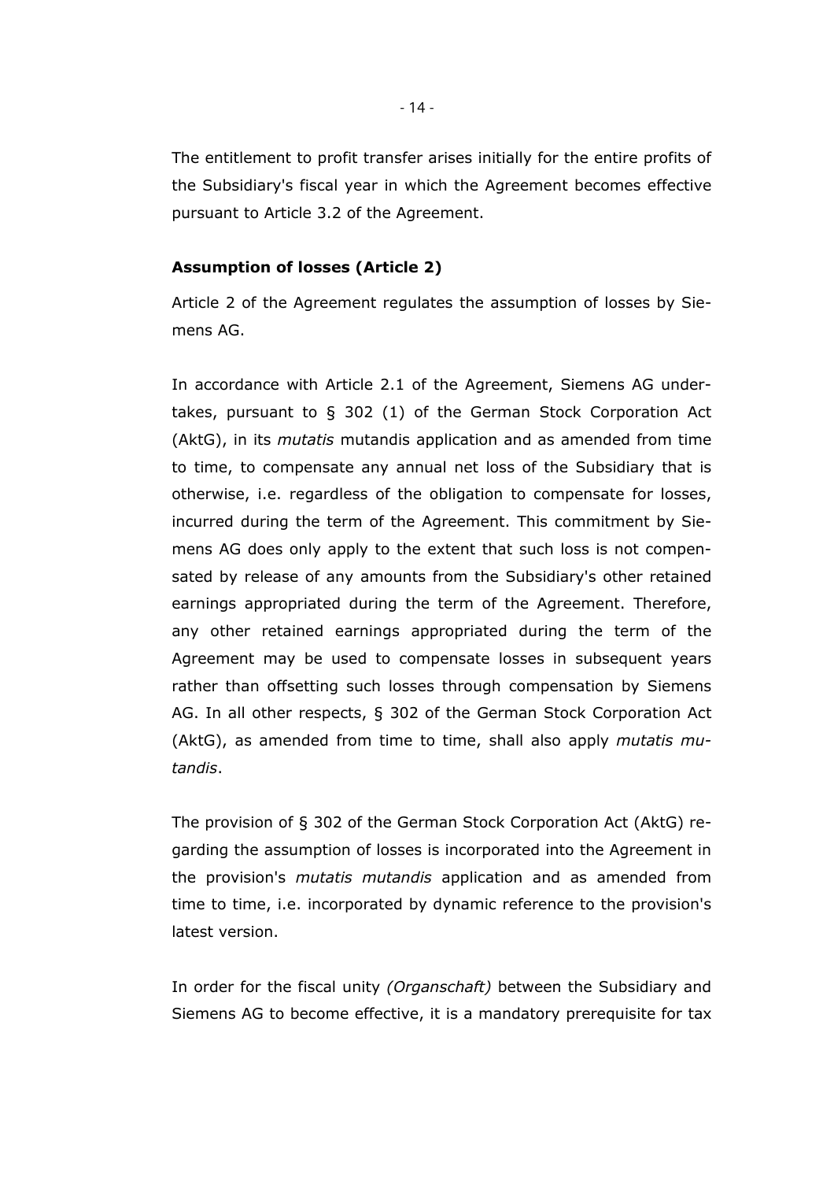The entitlement to profit transfer arises initially for the entire profits of the Subsidiary's fiscal year in which the Agreement becomes effective pursuant to Article 3.2 of the Agreement.

**Assumption of losses (Article 2)**

Article 2 of the Agreement regulates the assumption of losses by Siemens AG.

In accordance with Article 2.1 of the Agreement, Siemens AG undertakes, pursuant to § 302 (1) of the German Stock Corporation Act (AktG), in its *mutatis* mutandis application and as amended from time to time, to compensate any annual net loss of the Subsidiary that is otherwise, i.e. regardless of the obligation to compensate for losses, incurred during the term of the Agreement. This commitment by Siemens AG does only apply to the extent that such loss is not compensated by release of any amounts from the Subsidiary's other retained earnings appropriated during the term of the Agreement. Therefore, any other retained earnings appropriated during the term of the Agreement may be used to compensate losses in subsequent years rather than offsetting such losses through compensation by Siemens AG. In all other respects, § 302 of the German Stock Corporation Act (AktG), as amended from time to time, shall also apply *mutatis mutandis*.

The provision of § 302 of the German Stock Corporation Act (AktG) regarding the assumption of losses is incorporated into the Agreement in the provision's *mutatis mutandis* application and as amended from time to time, i.e. incorporated by dynamic reference to the provision's latest version.

In order for the fiscal unity *(Organschaft)* between the Subsidiary and Siemens AG to become effective, it is a mandatory prerequisite for tax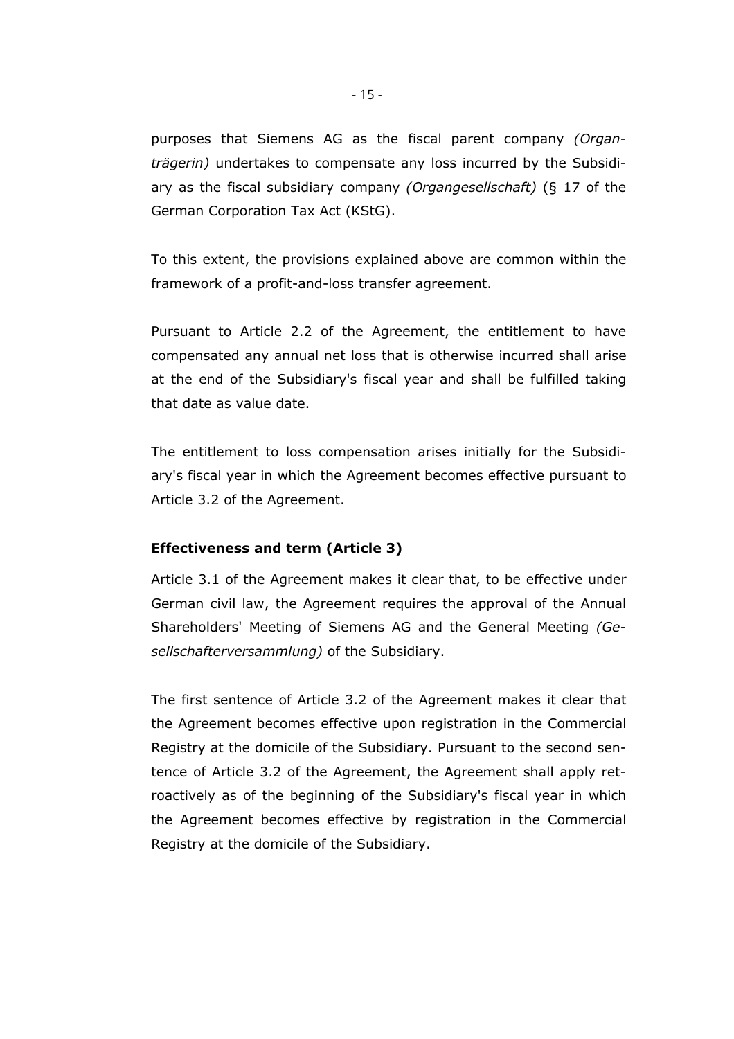purposes that Siemens AG as the fiscal parent company *(Organträgerin)* undertakes to compensate any loss incurred by the Subsidiary as the fiscal subsidiary company *(Organgesellschaft)* (§ 17 of the German Corporation Tax Act (KStG).

To this extent, the provisions explained above are common within the framework of a profit-and-loss transfer agreement.

Pursuant to Article 2.2 of the Agreement, the entitlement to have compensated any annual net loss that is otherwise incurred shall arise at the end of the Subsidiary's fiscal year and shall be fulfilled taking that date as value date.

The entitlement to loss compensation arises initially for the Subsidiary's fiscal year in which the Agreement becomes effective pursuant to Article 3.2 of the Agreement.

**Effectiveness and term (Article 3)**

Article 3.1 of the Agreement makes it clear that, to be effective under German civil law, the Agreement requires the approval of the Annual Shareholders' Meeting of Siemens AG and the General Meeting *(Gesellschafterversammlung)* of the Subsidiary.

The first sentence of Article 3.2 of the Agreement makes it clear that the Agreement becomes effective upon registration in the Commercial Registry at the domicile of the Subsidiary. Pursuant to the second sentence of Article 3.2 of the Agreement, the Agreement shall apply retroactively as of the beginning of the Subsidiary's fiscal year in which the Agreement becomes effective by registration in the Commercial Registry at the domicile of the Subsidiary.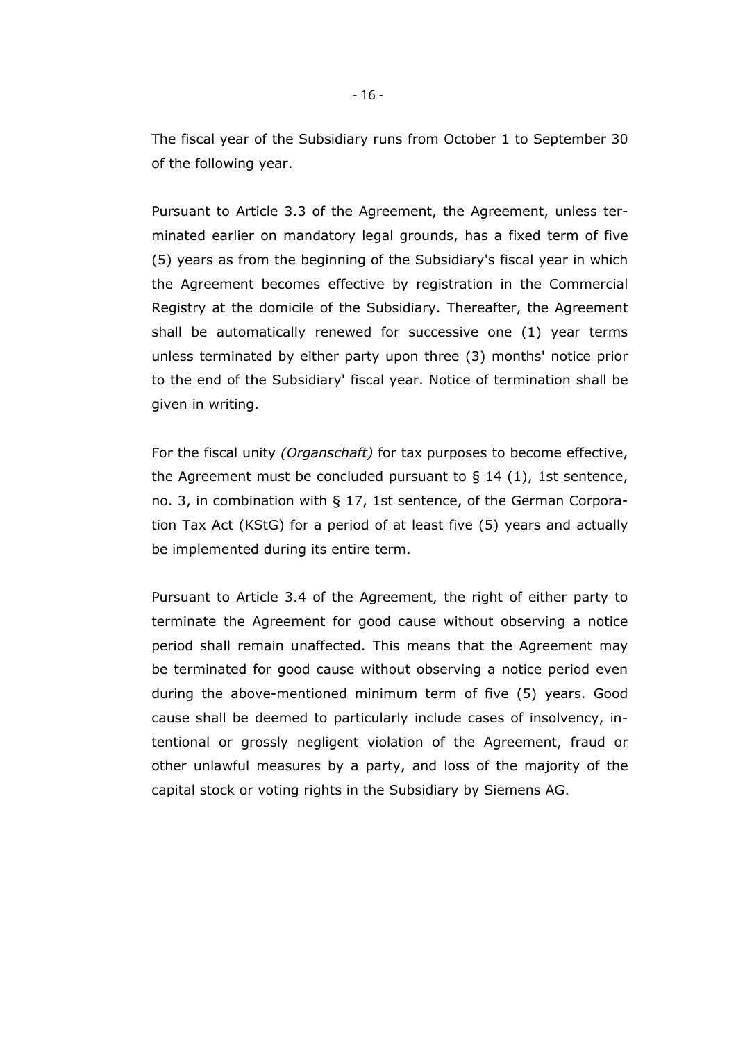The fiscal year of the Subsidiary runs from October 1 to September 30 of the following year.

Pursuant to Article 3.3 of the Agreement, the Agreement, unless terminated earlier on mandatory legal grounds, has a fixed term of five (5) years as from the beginning of the Subsidiary's fiscal year in which the Agreement becomes effective by registration in the Commercial Registry at the domicile of the Subsidiary. Thereafter, the Agreement shall be automatically renewed for successive one (1) year terms unless terminated by either party upon three (3) months' notice prior to the end of the Subsidiary' fiscal year. Notice of termination shall be given in writing.

For the fiscal unity *(Organschaft)* for tax purposes to become effective, the Agreement must be concluded pursuant to § 14 (1), 1st sentence, no. 3, in combination with § 17, 1st sentence, of the German Corporation Tax Act (KStG) for a period of at least five (5) years and actually be implemented during its entire term.

Pursuant to Article 3.4 of the Agreement, the right of either party to terminate the Agreement for good cause without observing a notice period shall remain unaffected. This means that the Agreement may be terminated for good cause without observing a notice period even during the above-mentioned minimum term of five (5) years. Good cause shall be deemed to particularly include cases of insolvency, intentional or grossly negligent violation of the Agreement, fraud or other unlawful measures by a party, and loss of the majority of the capital stock or voting rights in the Subsidiary by Siemens AG.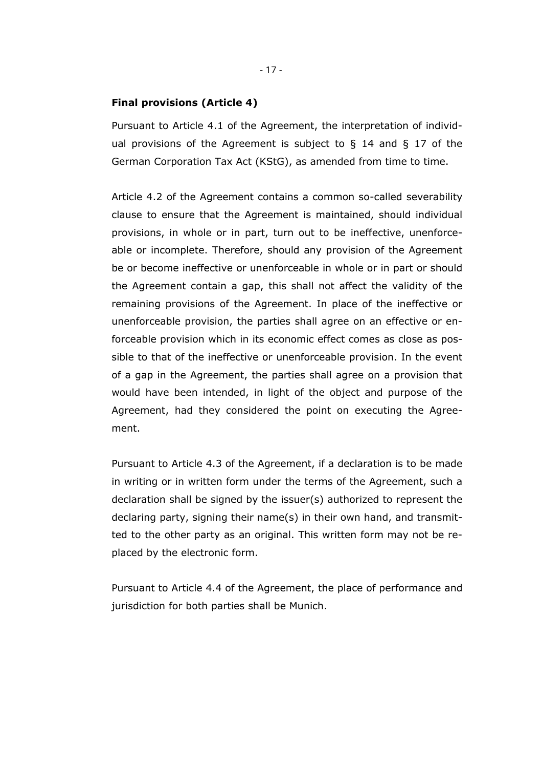**Final provisions (Article 4)**

Pursuant to Article 4.1 of the Agreement, the interpretation of individual provisions of the Agreement is subject to § 14 and § 17 of the German Corporation Tax Act (KStG), as amended from time to time.

Article 4.2 of the Agreement contains a common so-called severability clause to ensure that the Agreement is maintained, should individual provisions, in whole or in part, turn out to be ineffective, unenforceable or incomplete. Therefore, should any provision of the Agreement be or become ineffective or unenforceable in whole or in part or should the Agreement contain a gap, this shall not affect the validity of the remaining provisions of the Agreement. In place of the ineffective or unenforceable provision, the parties shall agree on an effective or enforceable provision which in its economic effect comes as close as possible to that of the ineffective or unenforceable provision. In the event of a gap in the Agreement, the parties shall agree on a provision that would have been intended, in light of the object and purpose of the Agreement, had they considered the point on executing the Agreement.

Pursuant to Article 4.3 of the Agreement, if a declaration is to be made in writing or in written form under the terms of the Agreement, such a declaration shall be signed by the issuer(s) authorized to represent the declaring party, signing their name(s) in their own hand, and transmitted to the other party as an original. This written form may not be replaced by the electronic form.

Pursuant to Article 4.4 of the Agreement, the place of performance and jurisdiction for both parties shall be Munich.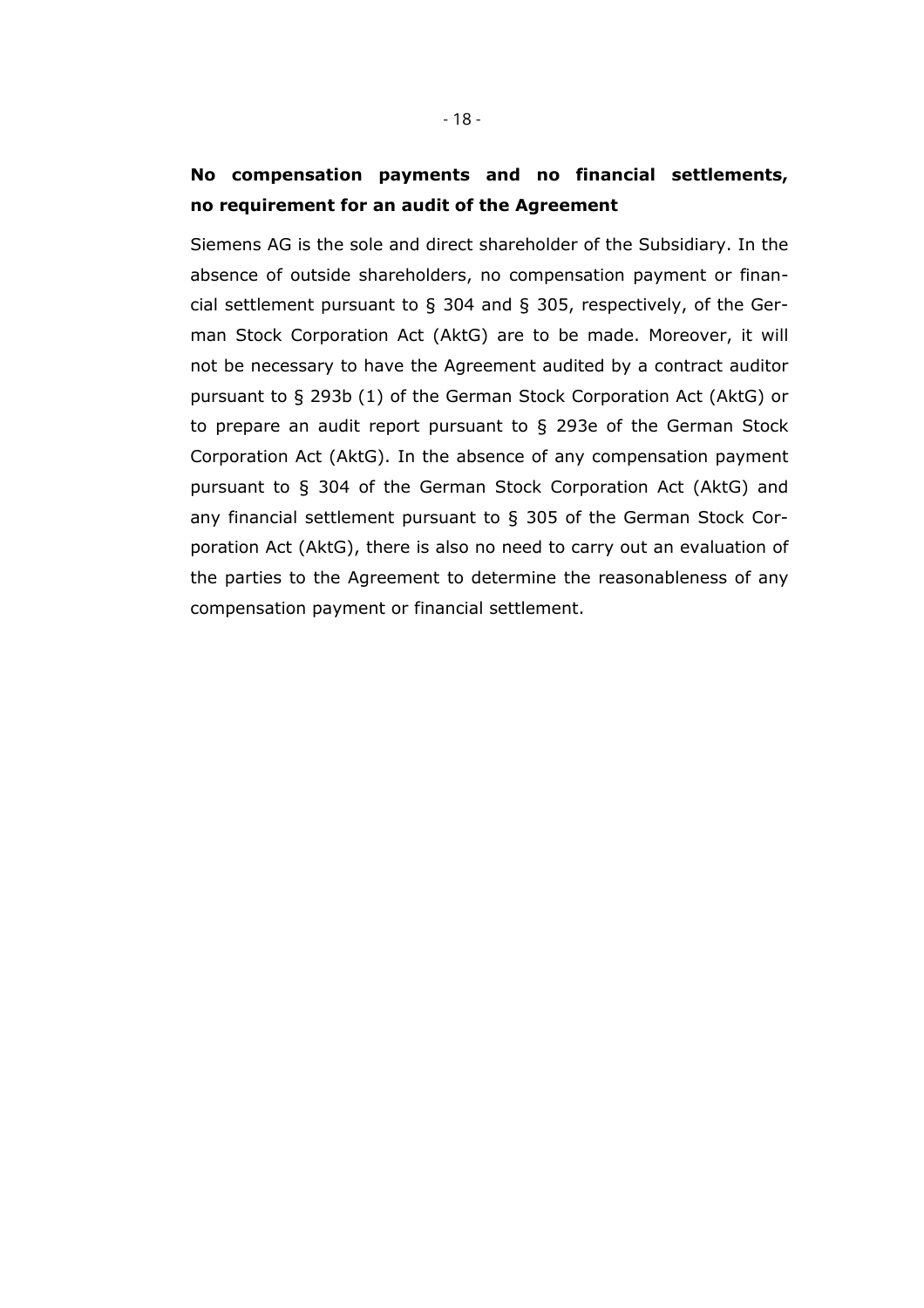**No compensation payments and no financial settlements, no requirement for an audit of the Agreement**

Siemens AG is the sole and direct shareholder of the Subsidiary. In the absence of outside shareholders, no compensation payment or financial settlement pursuant to § 304 and § 305, respectively, of the German Stock Corporation Act (AktG) are to be made. Moreover, it will not be necessary to have the Agreement audited by a contract auditor pursuant to § 293b (1) of the German Stock Corporation Act (AktG) or to prepare an audit report pursuant to § 293e of the German Stock Corporation Act (AktG). In the absence of any compensation payment pursuant to § 304 of the German Stock Corporation Act (AktG) and any financial settlement pursuant to § 305 of the German Stock Corporation Act (AktG), there is also no need to carry out an evaluation of the parties to the Agreement to determine the reasonableness of any compensation payment or financial settlement.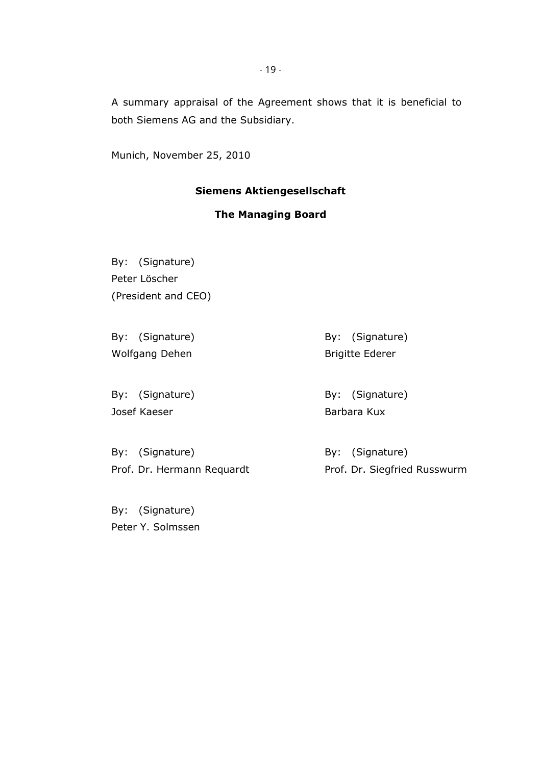A summary appraisal of the Agreement shows that it is beneficial to both Siemens AG and the Subsidiary.

Munich, November 25, 2010

**Siemens Aktiengesellschaft**

**The Managing Board**

By: (Signature)
Peter Löscher
(President and CEO)

By: (Signature)
Wolfgang Dehen

By: (Signature)
Brigitte Ederer

By: (Signature)
Josef Kaeser

By: (Signature)
Barbara Kux

By: (Signature)
Prof. Dr. Hermann Requardt

By: (Signature)
Prof. Dr. Siegfried Russwurm

By: (Signature)
Peter Y. Solmssen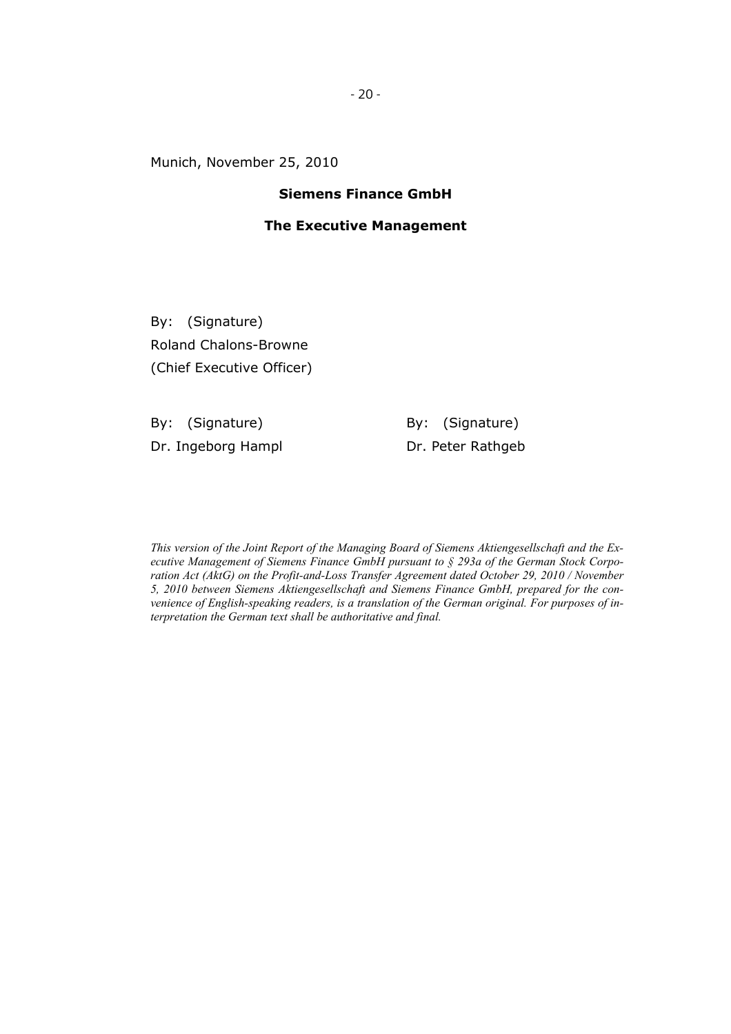Munich, November 25, 2010

**Siemens Finance GmbH**

**The Executive Management**

By: (Signature)
Roland Chalons-Browne
(Chief Executive Officer)

By: (Signature)
Dr. Ingeborg Hampl

By: (Signature)
Dr. Peter Rathgeb

*This version of the Joint Report of the Managing Board of Siemens Aktiengesellschaft and the Executive Management of Siemens Finance GmbH pursuant to § 293a of the German Stock Corporation Act (AktG) on the Profit-and-Loss Transfer Agreement dated October 29, 2010 / November 5, 2010 between Siemens Aktiengesellschaft and Siemens Finance GmbH, prepared for the convenience of English-speaking readers, is a translation of the German original. For purposes of interpretation the German text shall be authoritative and final.*